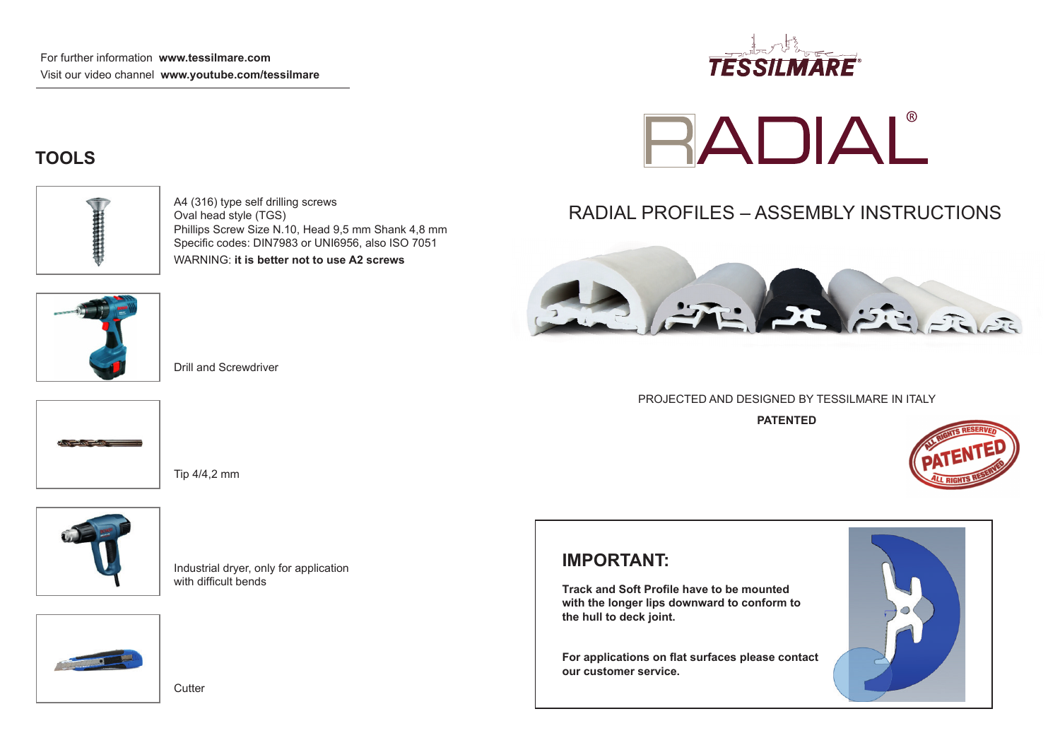For further information **www.tessilmare.com**
Visit our video channel **www.youtube.com/tessilmare**

## TOOLS

A4 (316) type self drilling screws
Oval head style (TGS)
Phillips Screw Size N.10, Head 9,5 mm Shank 4,8 mm
Specific codes: DIN7983 or UNI6956, also ISO 7051
WARNING: **it is better not to use A2 screws**

Drill and Screwdriver

Tip 4/4,2 mm

Industrial dryer, only for application with difficult bends

Cutter

TESSILMARE

# RADIAL®

## RADIAL PROFILES – ASSEMBLY INSTRUCTIONS

PROJECTED AND DESIGNED BY TESSILMARE IN ITALY

**PATENTED**

## IMPORTANT:

**Track and Soft Profile have to be mounted with the longer lips downward to conform to the hull to deck joint.**

**For applications on flat surfaces please contact our customer service.**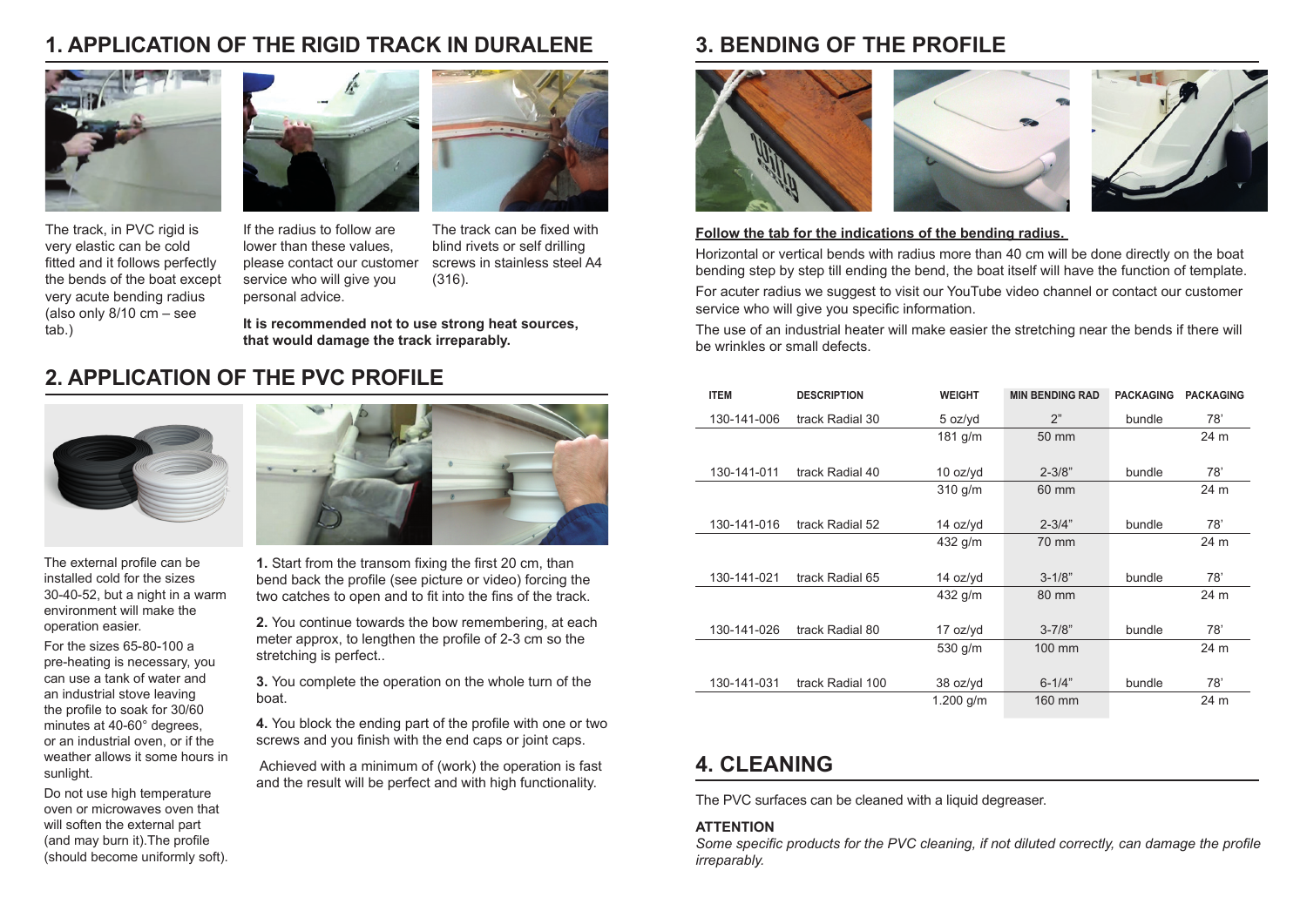## 1. APPLICATION OF THE RIGID TRACK IN DURALENE

The track, in PVC rigid is very elastic can be cold fitted and it follows perfectly the bends of the boat except very acute bending radius (also only 8/10 cm – see tab.)

If the radius to follow are lower than these values, please contact our customer service who will give you personal advice.

The track can be fixed with blind rivets or self drilling screws in stainless steel A4 (316).

**It is recommended not to use strong heat sources, that would damage the track irreparably.**

## 2. APPLICATION OF THE PVC PROFILE

The external profile can be installed cold for the sizes 30-40-52, but a night in a warm environment will make the operation easier.

For the sizes 65-80-100 a pre-heating is necessary, you can use a tank of water and an industrial stove leaving the profile to soak for 30/60 minutes at 40-60° degrees, or an industrial oven, or if the weather allows it some hours in sunlight.

Do not use high temperature oven or microwaves oven that will soften the external part (and may burn it).The profile (should become uniformly soft).

**1.** Start from the transom fixing the first 20 cm, than bend back the profile (see picture or video) forcing the two catches to open and to fit into the fins of the track.

**2.** You continue towards the bow remembering, at each meter approx, to lengthen the profile of 2-3 cm so the stretching is perfect..

**3.** You complete the operation on the whole turn of the boat.

**4.** You block the ending part of the profile with one or two screws and you finish with the end caps or joint caps.

Achieved with a minimum of (work) the operation is fast and the result will be perfect and with high functionality.

## 3. BENDING OF THE PROFILE

**Follow the tab for the indications of the bending radius.**

Horizontal or vertical bends with radius more than 40 cm will be done directly on the boat bending step by step till ending the bend, the boat itself will have the function of template.

For acuter radius we suggest to visit our YouTube video channel or contact our customer service who will give you specific information.

The use of an industrial heater will make easier the stretching near the bends if there will be wrinkles or small defects.

| ITEM | DESCRIPTION | WEIGHT | MIN BENDING RAD | PACKAGING | PACKAGING |
|---|---|---|---|---|---|
| 130-141-006 | track Radial 30 | 5 oz/yd | 2" | bundle | 78' |
| | | 181 g/m | 50 mm | | 24 m |
| 130-141-011 | track Radial 40 | 10 oz/yd | 2-3/8" | bundle | 78' |
| | | 310 g/m | 60 mm | | 24 m |
| 130-141-016 | track Radial 52 | 14 oz/yd | 2-3/4" | bundle | 78' |
| | | 432 g/m | 70 mm | | 24 m |
| 130-141-021 | track Radial 65 | 14 oz/yd | 3-1/8" | bundle | 78' |
| | | 432 g/m | 80 mm | | 24 m |
| 130-141-026 | track Radial 80 | 17 oz/yd | 3-7/8" | bundle | 78' |
| | | 530 g/m | 100 mm | | 24 m |
| 130-141-031 | track Radial 100 | 38 oz/yd | 6-1/4" | bundle | 78' |
| | | 1.200 g/m | 160 mm | | 24 m |

## 4. CLEANING

The PVC surfaces can be cleaned with a liquid degreaser.

**ATTENTION**

*Some specific products for the PVC cleaning, if not diluted correctly, can damage the profile irreparably.*